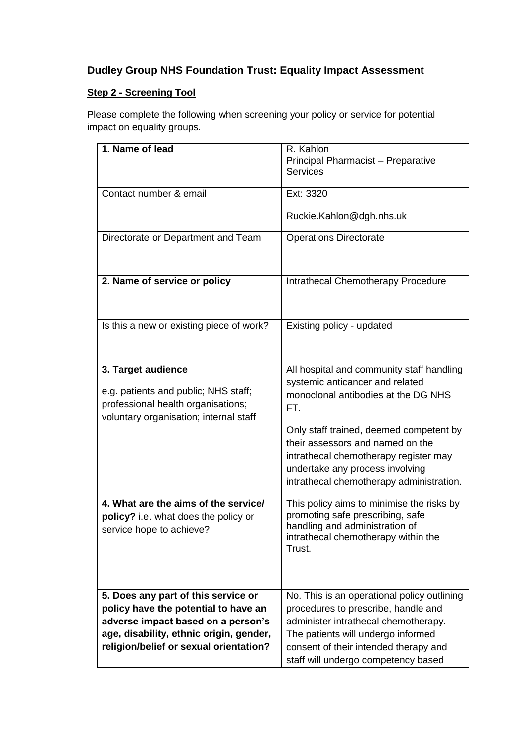## Dudley Group NHS Foundation Trust: Equality Impact Assessment

### Step 2 - Screening Tool

Please complete the following when screening your policy or service for potential impact on equality groups.

| | |
|---|---|
| **1. Name of lead** | R. Kahlon<br>Principal Pharmacist – Preparative Services |
| Contact number & email | Ext: 3320<br><br>Ruckie.Kahlon@dgh.nhs.uk |
| Directorate or Department and Team | Operations Directorate |
| **2. Name of service or policy** | Intrathecal Chemotherapy Procedure |
| Is this a new or existing piece of work? | Existing policy - updated |
| **3. Target audience**<br><br>e.g. patients and public; NHS staff; professional health organisations; voluntary organisation; internal staff | All hospital and community staff handling systemic anticancer and related monoclonal antibodies at the DG NHS FT.<br><br>Only staff trained, deemed competent by their assessors and named on the intrathecal chemotherapy register may undertake any process involving intrathecal chemotherapy administration. |
| **4. What are the aims of the service/ policy?** i.e. what does the policy or service hope to achieve? | This policy aims to minimise the risks by promoting safe prescribing, safe handling and administration of intrathecal chemotherapy within the Trust. |
| **5. Does any part of this service or policy have the potential to have an adverse impact based on a person's age, disability, ethnic origin, gender, religion/belief or sexual orientation?** | No. This is an operational policy outlining procedures to prescribe, handle and administer intrathecal chemotherapy. The patients will undergo informed consent of their intended therapy and staff will undergo competency based |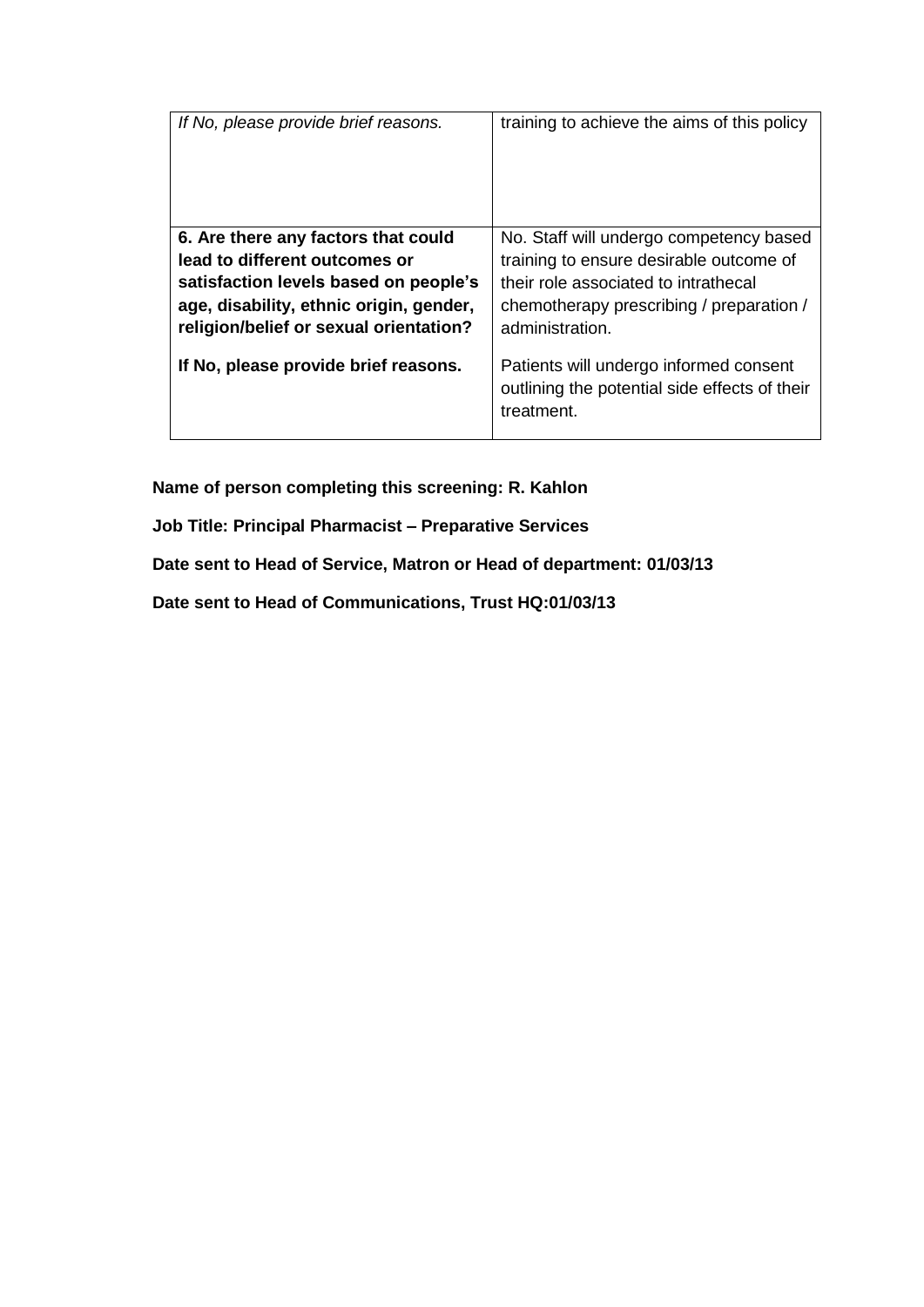| | |
|---|---|
| *If No, please provide brief reasons.* | training to achieve the aims of this policy |
| **6. Are there any factors that could lead to different outcomes or satisfaction levels based on people's age, disability, ethnic origin, gender, religion/belief or sexual orientation?**<br><br>**If No, please provide brief reasons.** | No. Staff will undergo competency based training to ensure desirable outcome of their role associated to intrathecal chemotherapy prescribing / preparation / administration.<br><br>Patients will undergo informed consent outlining the potential side effects of their treatment. |

**Name of person completing this screening: R. Kahlon**

**Job Title: Principal Pharmacist – Preparative Services**

**Date sent to Head of Service, Matron or Head of department: 01/03/13**

**Date sent to Head of Communications, Trust HQ:01/03/13**